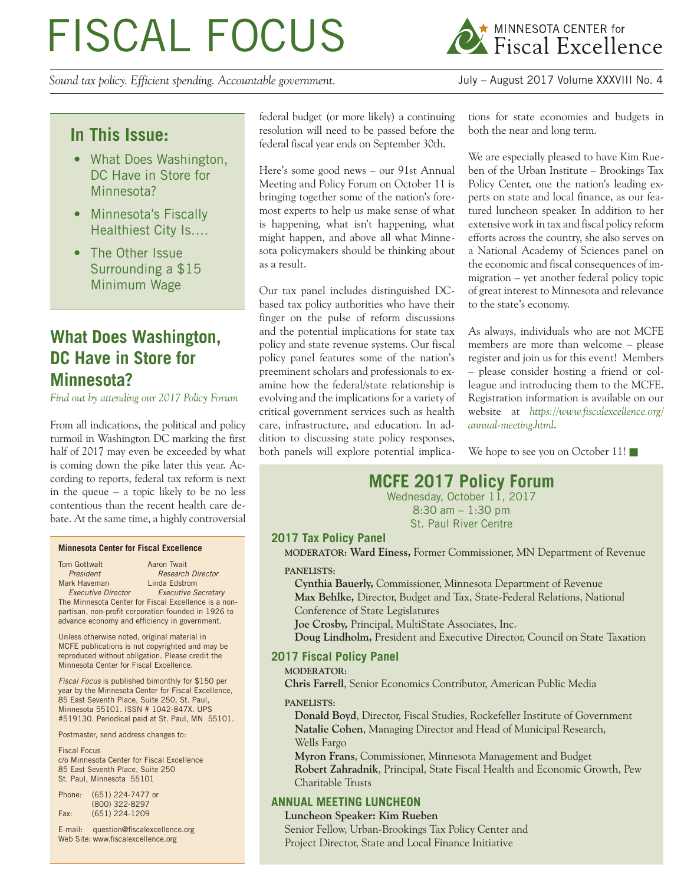# FISCAL FOCUS

MINNESOTA CENTER for Fiscal Excellence

*Sound tax policy. Efficient spending. Accountable government.*

July – August 2017 Volume XXXVIII No. 4

## In This Issue:

- What Does Washington, DC Have in Store for Minnesota?
- Minnesota's Fiscally Healthiest City Is....
- The Other Issue Surrounding a $15 Minimum Wage

## What Does Washington, DC Have in Store for Minnesota?

*Find out by attending our 2017 Policy Forum*

From all indications, the political and policy turmoil in Washington DC marking the first half of 2017 may even be exceeded by what is coming down the pike later this year. According to reports, federal tax reform is next in the queue – a topic likely to be no less contentious than the recent health care debate. At the same time, a highly controversial federal budget (or more likely) a continuing resolution will need to be passed before the federal fiscal year ends on September 30th.

Here's some good news – our 91st Annual Meeting and Policy Forum on October 11 is bringing together some of the nation's foremost experts to help us make sense of what is happening, what isn't happening, what might happen, and above all what Minnesota policymakers should be thinking about as a result.

Our tax panel includes distinguished DC-based tax policy authorities who have their finger on the pulse of reform discussions and the potential implications for state tax policy and state revenue systems. Our fiscal policy panel features some of the nation's preeminent scholars and professionals to examine how the federal/state relationship is evolving and the implications for a variety of critical government services such as health care, infrastructure, and education. In addition to discussing state policy responses, both panels will explore potential implications for state economies and budgets in both the near and long term.

We are especially pleased to have Kim Rueben of the Urban Institute – Brookings Tax Policy Center, one the nation's leading experts on state and local finance, as our featured luncheon speaker. In addition to her extensive work in tax and fiscal policy reform efforts across the country, she also serves on a National Academy of Sciences panel on the economic and fiscal consequences of immigration – yet another federal policy topic of great interest to Minnesota and relevance to the state's economy.

As always, individuals who are not MCFE members are more than welcome – please register and join us for this event! Members – please consider hosting a friend or colleague and introducing them to the MCFE. Registration information is available on our website at *https://www.fiscalexcellence.org/annual-meeting.html*.

We hope to see you on October 11! ■

## MCFE 2017 Policy Forum

Wednesday, October 11, 2017
8:30 am – 1:30 pm
St. Paul River Centre

### 2017 Tax Policy Panel

**MODERATOR: Ward Einess,** Former Commissioner, MN Department of Revenue

**PANELISTS:**

**Cynthia Bauerly,** Commissioner, Minnesota Department of Revenue
**Max Behlke,** Director, Budget and Tax, State-Federal Relations, National Conference of State Legislatures
**Joe Crosby,** Principal, MultiState Associates, Inc.
**Doug Lindholm,** President and Executive Director, Council on State Taxation

### 2017 Fiscal Policy Panel

**MODERATOR:**
**Chris Farrell**, Senior Economics Contributor, American Public Media

**PANELISTS:**

**Donald Boyd**, Director, Fiscal Studies, Rockefeller Institute of Government
**Natalie Cohen**, Managing Director and Head of Municipal Research, Wells Fargo
**Myron Frans**, Commissioner, Minnesota Management and Budget
**Robert Zahradnik**, Principal, State Fiscal Health and Economic Growth, Pew Charitable Trusts

### ANNUAL MEETING LUNCHEON

**Luncheon Speaker: Kim Rueben**
Senior Fellow, Urban-Brookings Tax Policy Center and Project Director, State and Local Finance Initiative

---

**Minnesota Center for Fiscal Excellence**

Tom Gottwalt, *President*
Aaron Twait, *Research Director*
Mark Haveman, *Executive Director*
Linda Edstrom, *Executive Secretary*

The Minnesota Center for Fiscal Excellence is a non-partisan, non-profit corporation founded in 1926 to advance economy and efficiency in government.

Unless otherwise noted, original material in MCFE publications is not copyrighted and may be reproduced without obligation. Please credit the Minnesota Center for Fiscal Excellence.

*Fiscal Focus* is published bimonthly for $150 per year by the Minnesota Center for Fiscal Excellence, 85 East Seventh Place, Suite 250, St. Paul, Minnesota 55101. ISSN # 1042-847X. UPS #519130. Periodical paid at St. Paul, MN 55101.

Postmaster, send address changes to:

Fiscal Focus
c/o Minnesota Center for Fiscal Excellence
85 East Seventh Place, Suite 250
St. Paul, Minnesota 55101

Phone: (651) 224-7477 or (800) 322-8297
Fax: (651) 224-1209

E-mail: question@fiscalexcellence.org
Web Site: www.fiscalexcellence.org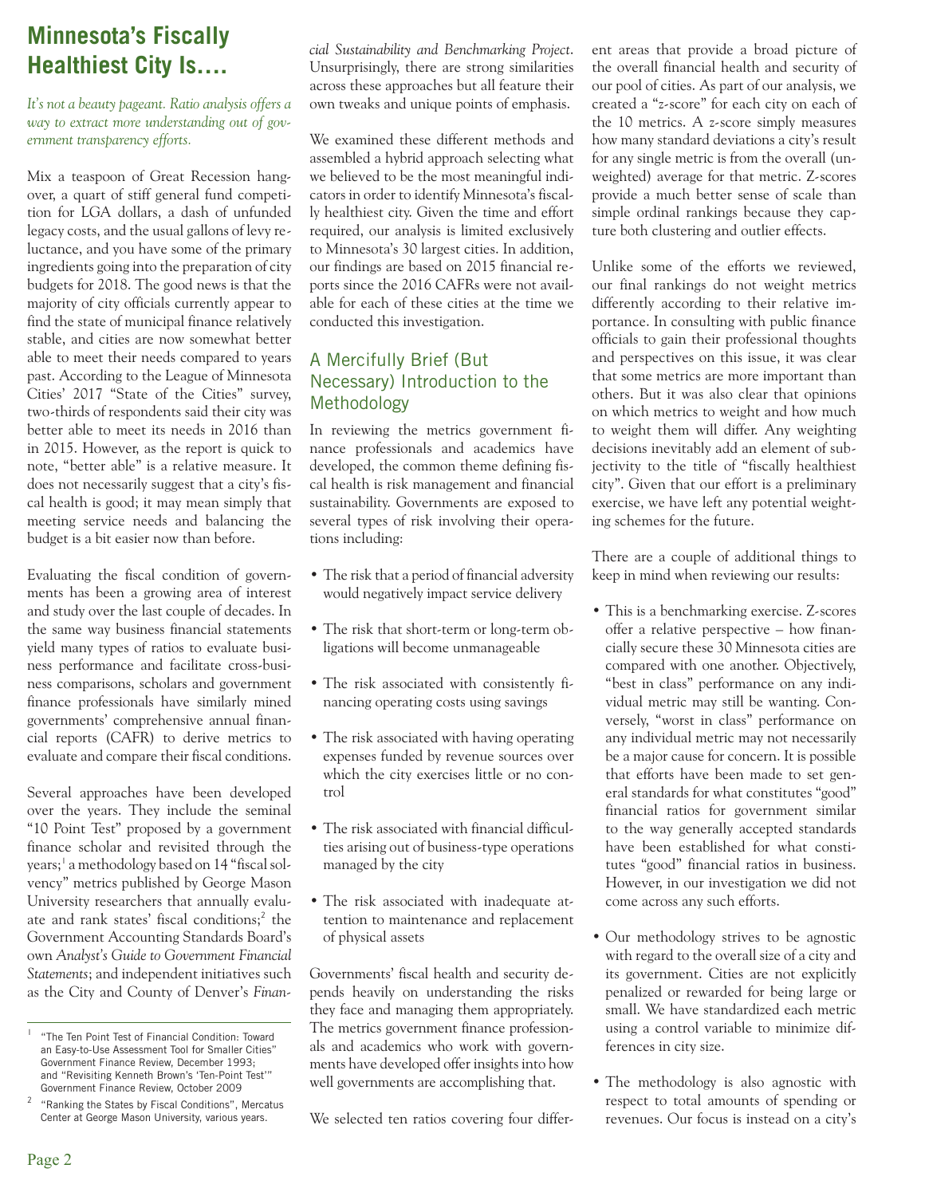# Minnesota's Fiscally Healthiest City Is….

*It's not a beauty pageant. Ratio analysis offers a way to extract more understanding out of government transparency efforts.*

Mix a teaspoon of Great Recession hangover, a quart of stiff general fund competition for LGA dollars, a dash of unfunded legacy costs, and the usual gallons of levy reluctance, and you have some of the primary ingredients going into the preparation of city budgets for 2018. The good news is that the majority of city officials currently appear to find the state of municipal finance relatively stable, and cities are now somewhat better able to meet their needs compared to years past. According to the League of Minnesota Cities' 2017 "State of the Cities" survey, two-thirds of respondents said their city was better able to meet its needs in 2016 than in 2015. However, as the report is quick to note, "better able" is a relative measure. It does not necessarily suggest that a city's fiscal health is good; it may mean simply that meeting service needs and balancing the budget is a bit easier now than before.

Evaluating the fiscal condition of governments has been a growing area of interest and study over the last couple of decades. In the same way business financial statements yield many types of ratios to evaluate business performance and facilitate cross-business comparisons, scholars and government finance professionals have similarly mined governments' comprehensive annual financial reports (CAFR) to derive metrics to evaluate and compare their fiscal conditions.

Several approaches have been developed over the years. They include the seminal "10 Point Test" proposed by a government finance scholar and revisited through the years;[1] a methodology based on 14 "fiscal solvency" metrics published by George Mason University researchers that annually evaluate and rank states' fiscal conditions;[2] the Government Accounting Standards Board's own *Analyst's Guide to Government Financial Statements*; and independent initiatives such as the City and County of Denver's *Financial Sustainability and Benchmarking Project*. Unsurprisingly, there are strong similarities across these approaches but all feature their own tweaks and unique points of emphasis.

We examined these different methods and assembled a hybrid approach selecting what we believed to be the most meaningful indicators in order to identify Minnesota's fiscally healthiest city. Given the time and effort required, our analysis is limited exclusively to Minnesota's 30 largest cities. In addition, our findings are based on 2015 financial reports since the 2016 CAFRs were not available for each of these cities at the time we conducted this investigation.

## A Mercifully Brief (But Necessary) Introduction to the Methodology

In reviewing the metrics government finance professionals and academics have developed, the common theme defining fiscal health is risk management and financial sustainability. Governments are exposed to several types of risk involving their operations including:

- The risk that a period of financial adversity would negatively impact service delivery
- The risk that short-term or long-term obligations will become unmanageable
- The risk associated with consistently financing operating costs using savings
- The risk associated with having operating expenses funded by revenue sources over which the city exercises little or no control
- The risk associated with financial difficulties arising out of business-type operations managed by the city
- The risk associated with inadequate attention to maintenance and replacement of physical assets

Governments' fiscal health and security depends heavily on understanding the risks they face and managing them appropriately. The metrics government finance professionals and academics who work with governments have developed offer insights into how well governments are accomplishing that.

We selected ten ratios covering four different areas that provide a broad picture of the overall financial health and security of our pool of cities. As part of our analysis, we created a "*z*-score" for each city on each of the 10 metrics. A *z*-score simply measures how many standard deviations a city's result for any single metric is from the overall (unweighted) average for that metric. Z-scores provide a much better sense of scale than simple ordinal rankings because they capture both clustering and outlier effects.

Unlike some of the efforts we reviewed, our final rankings do not weight metrics differently according to their relative importance. In consulting with public finance officials to gain their professional thoughts and perspectives on this issue, it was clear that some metrics are more important than others. But it was also clear that opinions on which metrics to weight and how much to weight them will differ. Any weighting decisions inevitably add an element of subjectivity to the title of "fiscally healthiest city". Given that our effort is a preliminary exercise, we have left any potential weighting schemes for the future.

There are a couple of additional things to keep in mind when reviewing our results:

- This is a benchmarking exercise. Z-scores offer a relative perspective – how financially secure these 30 Minnesota cities are compared with one another. Objectively, "best in class" performance on any individual metric may still be wanting. Conversely, "worst in class" performance on any individual metric may not necessarily be a major cause for concern. It is possible that efforts have been made to set general standards for what constitutes "good" financial ratios for government similar to the way generally accepted standards have been established for what constitutes "good" financial ratios in business. However, in our investigation we did not come across any such efforts.
- Our methodology strives to be agnostic with regard to the overall size of a city and its government. Cities are not explicitly penalized or rewarded for being large or small. We have standardized each metric using a control variable to minimize differences in city size.
- The methodology is also agnostic with respect to total amounts of spending or revenues. Our focus is instead on a city's

---

[1] "The Ten Point Test of Financial Condition: Toward an Easy-to-Use Assessment Tool for Smaller Cities" Government Finance Review, December 1993; and "Revisiting Kenneth Brown's 'Ten-Point Test'" Government Finance Review, October 2009

[2] "Ranking the States by Fiscal Conditions", Mercatus Center at George Mason University, various years.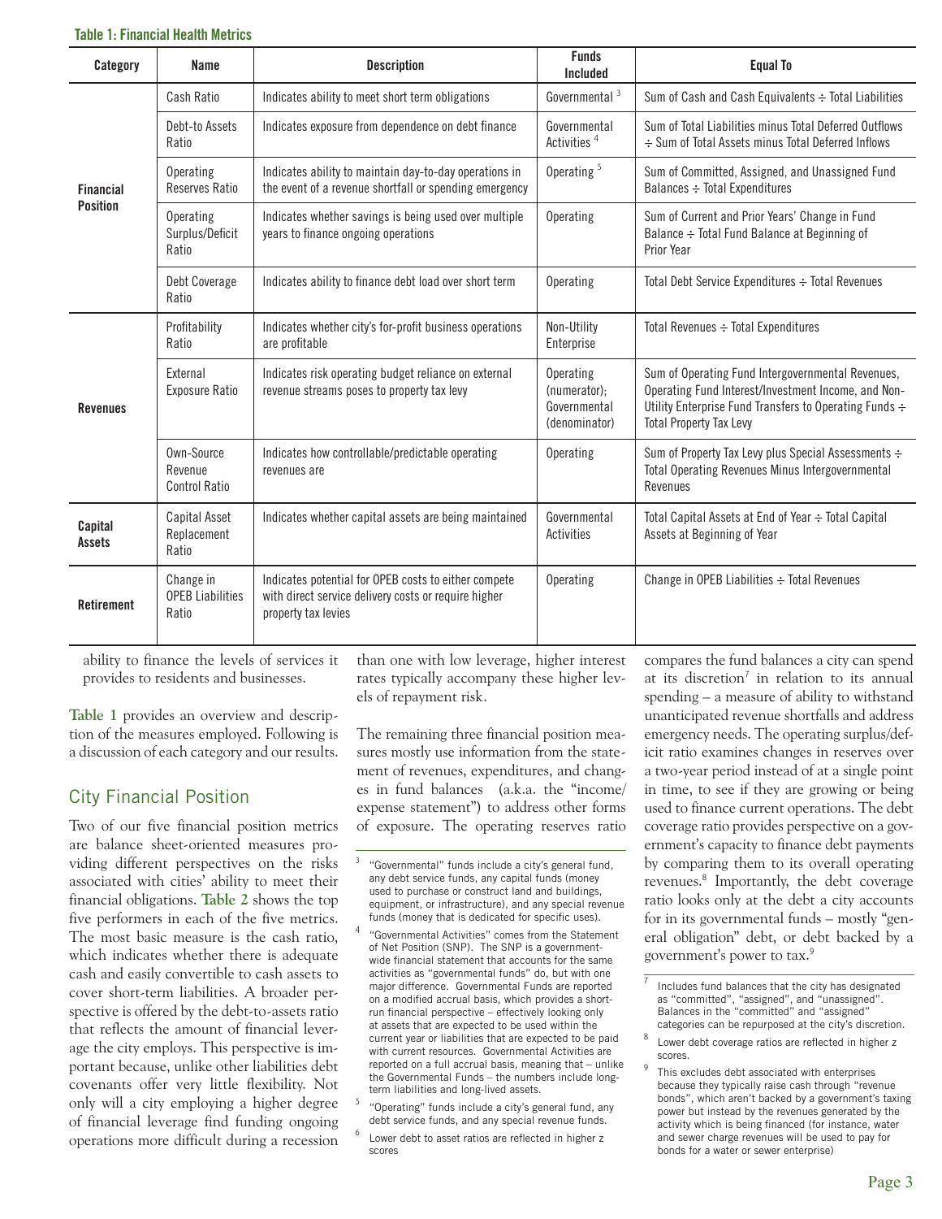**Table 1: Financial Health Metrics**

| Category | Name | Description | Funds Included | Equal To |
|---|---|---|---|---|
| Financial Position | Cash Ratio | Indicates ability to meet short term obligations | Governmental [3] | Sum of Cash and Cash Equivalents ÷ Total Liabilities |
| | Debt-to Assets Ratio | Indicates exposure from dependence on debt finance | Governmental Activities [4] | Sum of Total Liabilities minus Total Deferred Outflows ÷ Sum of Total Assets minus Total Deferred Inflows |
| | Operating Reserves Ratio | Indicates ability to maintain day-to-day operations in the event of a revenue shortfall or spending emergency | Operating [5] | Sum of Committed, Assigned, and Unassigned Fund Balances ÷ Total Expenditures |
| | Operating Surplus/Deficit Ratio | Indicates whether savings is being used over multiple years to finance ongoing operations | Operating | Sum of Current and Prior Years' Change in Fund Balance ÷ Total Fund Balance at Beginning of Prior Year |
| | Debt Coverage Ratio | Indicates ability to finance debt load over short term | Operating | Total Debt Service Expenditures ÷ Total Revenues |
| Revenues | Profitability Ratio | Indicates whether city's for-profit business operations are profitable | Non-Utility Enterprise | Total Revenues ÷ Total Expenditures |
| | External Exposure Ratio | Indicates risk operating budget reliance on external revenue streams poses to property tax levy | Operating (numerator); Governmental (denominator) | Sum of Operating Fund Intergovernmental Revenues, Operating Fund Interest/Investment Income, and Non-Utility Enterprise Fund Transfers to Operating Funds ÷ Total Property Tax Levy |
| | Own-Source Revenue Control Ratio | Indicates how controllable/predictable operating revenues are | Operating | Sum of Property Tax Levy plus Special Assessments ÷ Total Operating Revenues Minus Intergovernmental Revenues |
| Capital Assets | Capital Asset Replacement Ratio | Indicates whether capital assets are being maintained | Governmental Activities | Total Capital Assets at End of Year ÷ Total Capital Assets at Beginning of Year |
| Retirement | Change in OPEB Liabilities Ratio | Indicates potential for OPEB costs to either compete with direct service delivery costs or require higher property tax levies | Operating | Change in OPEB Liabilities ÷ Total Revenues |

ability to finance the levels of services it provides to residents and businesses.

**Table 1** provides an overview and description of the measures employed. Following is a discussion of each category and our results.

## City Financial Position

Two of our five financial position metrics are balance sheet-oriented measures providing different perspectives on the risks associated with cities' ability to meet their financial obligations. **Table 2** shows the top five performers in each of the five metrics. The most basic measure is the cash ratio, which indicates whether there is adequate cash and easily convertible to cash assets to cover short-term liabilities. A broader perspective is offered by the debt-to-assets ratio that reflects the amount of financial leverage the city employs. This perspective is important because, unlike other liabilities debt covenants offer very little flexibility. Not only will a city employing a higher degree of financial leverage find funding ongoing operations more difficult during a recession than one with low leverage, higher interest rates typically accompany these higher levels of repayment risk.

The remaining three financial position measures mostly use information from the statement of revenues, expenditures, and changes in fund balances (a.k.a. the "income/expense statement") to address other forms of exposure. The operating reserves ratio compares the fund balances a city can spend at its discretion[7] in relation to its annual spending – a measure of ability to withstand unanticipated revenue shortfalls and address emergency needs. The operating surplus/deficit ratio examines changes in reserves over a two-year period instead of at a single point in time, to see if they are growing or being used to finance current operations. The debt coverage ratio provides perspective on a government's capacity to finance debt payments by comparing them to its overall operating revenues.[8] Importantly, the debt coverage ratio looks only at the debt a city accounts for in its governmental funds – mostly "general obligation" debt, or debt backed by a government's power to tax.[9]

[3] "Governmental" funds include a city's general fund, any debt service funds, any capital funds (money used to purchase or construct land and buildings, equipment, or infrastructure), and any special revenue funds (money that is dedicated for specific uses).

[4] "Governmental Activities" comes from the Statement of Net Position (SNP). The SNP is a government-wide financial statement that accounts for the same activities as "governmental funds" do, but with one major difference. Governmental Funds are reported on a modified accrual basis, which provides a short-run financial perspective – effectively looking only at assets that are expected to be used within the current year or liabilities that are expected to be paid with current resources. Governmental Activities are reported on a full accrual basis, meaning that – unlike the Governmental Funds – the numbers include long-term liabilities and long-lived assets.

[5] "Operating" funds include a city's general fund, any debt service funds, and any special revenue funds.

[6] Lower debt to asset ratios are reflected in higher z scores

[7] Includes fund balances that the city has designated as "committed", "assigned", and "unassigned". Balances in the "committed" and "assigned" categories can be repurposed at the city's discretion.

[8] Lower debt coverage ratios are reflected in higher z scores.

[9] This excludes debt associated with enterprises because they typically raise cash through "revenue bonds", which aren't backed by a government's taxing power but instead by the revenues generated by the activity which is being financed (for instance, water and sewer charge revenues will be used to pay for bonds for a water or sewer enterprise)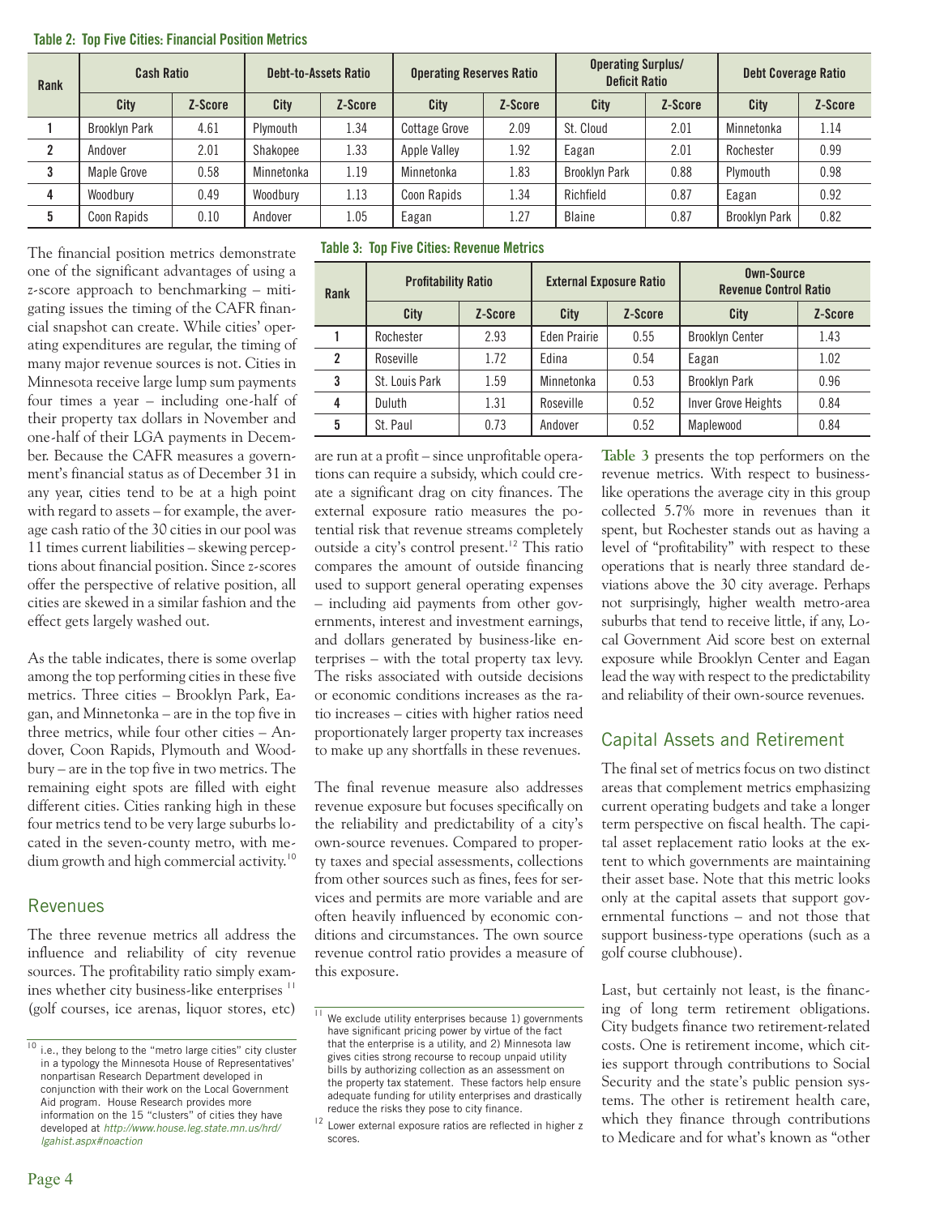**Table 2: Top Five Cities: Financial Position Metrics**

| Rank | Cash Ratio | | Debt-to-Assets Ratio | | Operating Reserves Ratio | | Operating Surplus/ Deficit Ratio | | Debt Coverage Ratio | |
|---|---|---|---|---|---|---|---|---|---|---|
| | City | Z-Score | City | Z-Score | City | Z-Score | City | Z-Score | City | Z-Score |
| 1 | Brooklyn Park | 4.61 | Plymouth | 1.34 | Cottage Grove | 2.09 | St. Cloud | 2.01 | Minnetonka | 1.14 |
| 2 | Andover | 2.01 | Shakopee | 1.33 | Apple Valley | 1.92 | Eagan | 2.01 | Rochester | 0.99 |
| 3 | Maple Grove | 0.58 | Minnetonka | 1.19 | Minnetonka | 1.83 | Brooklyn Park | 0.88 | Plymouth | 0.98 |
| 4 | Woodbury | 0.49 | Woodbury | 1.13 | Coon Rapids | 1.34 | Richfield | 0.87 | Eagan | 0.92 |
| 5 | Coon Rapids | 0.10 | Andover | 1.05 | Eagan | 1.27 | Blaine | 0.87 | Brooklyn Park | 0.82 |

The financial position metrics demonstrate one of the significant advantages of using a *z*-score approach to benchmarking – mitigating issues the timing of the CAFR financial snapshot can create. While cities' operating expenditures are regular, the timing of many major revenue sources is not. Cities in Minnesota receive large lump sum payments four times a year – including one-half of their property tax dollars in November and one-half of their LGA payments in December. Because the CAFR measures a government's financial status as of December 31 in any year, cities tend to be at a high point with regard to assets – for example, the average cash ratio of the 30 cities in our pool was 11 times current liabilities – skewing perceptions about financial position. Since *z*-scores offer the perspective of relative position, all cities are skewed in a similar fashion and the effect gets largely washed out.

As the table indicates, there is some overlap among the top performing cities in these five metrics. Three cities – Brooklyn Park, Eagan, and Minnetonka – are in the top five in three metrics, while four other cities – Andover, Coon Rapids, Plymouth and Woodbury – are in the top five in two metrics. The remaining eight spots are filled with eight different cities. Cities ranking high in these four metrics tend to be very large suburbs located in the seven-county metro, with medium growth and high commercial activity.[10]

## Revenues

The three revenue metrics all address the influence and reliability of city revenue sources. The profitability ratio simply examines whether city business-like enterprises [11] (golf courses, ice arenas, liquor stores, etc) are run at a profit – since unprofitable operations can require a subsidy, which could create a significant drag on city finances. The external exposure ratio measures the potential risk that revenue streams completely outside a city's control present.[12] This ratio compares the amount of outside financing used to support general operating expenses – including aid payments from other governments, interest and investment earnings, and dollars generated by business-like enterprises – with the total property tax levy. The risks associated with outside decisions or economic conditions increases as the ratio increases – cities with higher ratios need proportionately larger property tax increases to make up any shortfalls in these revenues.

**Table 3: Top Five Cities: Revenue Metrics**

| Rank | Profitability Ratio | | External Exposure Ratio | | Own-Source Revenue Control Ratio | |
|---|---|---|---|---|---|---|
| | City | Z-Score | City | Z-Score | City | Z-Score |
| 1 | Rochester | 2.93 | Eden Prairie | 0.55 | Brooklyn Center | 1.43 |
| 2 | Roseville | 1.72 | Edina | 0.54 | Eagan | 1.02 |
| 3 | St. Louis Park | 1.59 | Minnetonka | 0.53 | Brooklyn Park | 0.96 |
| 4 | Duluth | 1.31 | Roseville | 0.52 | Inver Grove Heights | 0.84 |
| 5 | St. Paul | 0.73 | Andover | 0.52 | Maplewood | 0.84 |

The final revenue measure also addresses revenue exposure but focuses specifically on the reliability and predictability of a city's own-source revenues. Compared to property taxes and special assessments, collections from other sources such as fines, fees for services and permits are more variable and are often heavily influenced by economic conditions and circumstances. The own source revenue control ratio provides a measure of this exposure.

**Table 3** presents the top performers on the revenue metrics. With respect to business-like operations the average city in this group collected 5.7% more in revenues than it spent, but Rochester stands out as having a level of "profitability" with respect to these operations that is nearly three standard deviations above the 30 city average. Perhaps not surprisingly, higher wealth metro-area suburbs that tend to receive little, if any, Local Government Aid score best on external exposure while Brooklyn Center and Eagan lead the way with respect to the predictability and reliability of their own-source revenues.

## Capital Assets and Retirement

The final set of metrics focus on two distinct areas that complement metrics emphasizing current operating budgets and take a longer term perspective on fiscal health. The capital asset replacement ratio looks at the extent to which governments are maintaining their asset base. Note that this metric looks only at the capital assets that support governmental functions – and not those that support business-type operations (such as a golf course clubhouse).

Last, but certainly not least, is the financing of long term retirement obligations. City budgets finance two retirement-related costs. One is retirement income, which cities support through contributions to Social Security and the state's public pension systems. The other is retirement health care, which they finance through contributions to Medicare and for what's known as "other

---

[10] i.e., they belong to the "metro large cities" city cluster in a typology the Minnesota House of Representatives' nonpartisan Research Department developed in conjunction with their work on the Local Government Aid program. House Research provides more information on the 15 "clusters" of cities they have developed at *http://www.house.leg.state.mn.us/hrd/lgahist.aspx#noaction*

[11] We exclude utility enterprises because 1) governments have significant pricing power by virtue of the fact that the enterprise is a utility, and 2) Minnesota law gives cities strong recourse to recoup unpaid utility bills by authorizing collection as an assessment on the property tax statement. These factors help ensure adequate funding for utility enterprises and drastically reduce the risks they pose to city finance.

[12] Lower external exposure ratios are reflected in higher z scores.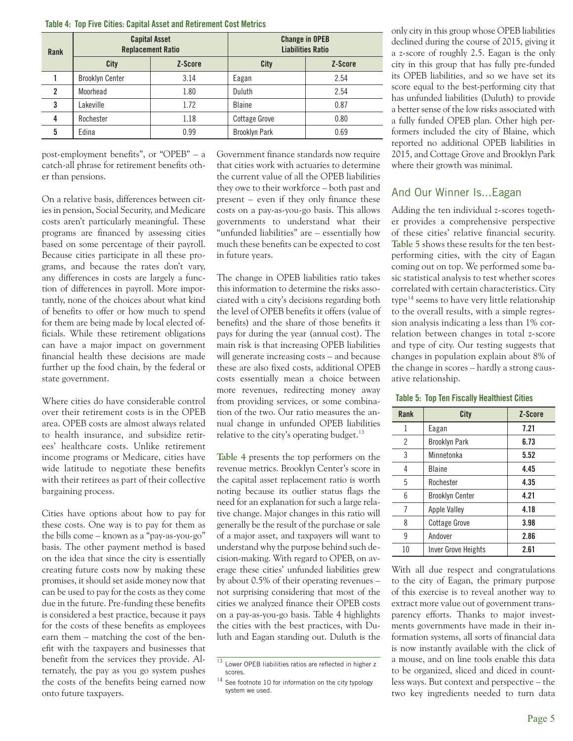**Table 4: Top Five Cities: Capital Asset and Retirement Cost Metrics**

| Rank | Capital Asset Replacement Ratio | | Change in OPEB Liabilities Ratio | |
|---|---|---|---|---|
| | City | Z-Score | City | Z-Score |
| 1 | Brooklyn Center | 3.14 | Eagan | 2.54 |
| 2 | Moorhead | 1.80 | Duluth | 2.54 |
| 3 | Lakeville | 1.72 | Blaine | 0.87 |
| 4 | Rochester | 1.18 | Cottage Grove | 0.80 |
| 5 | Edina | 0.99 | Brooklyn Park | 0.69 |

post-employment benefits", or "OPEB" – a catch-all phrase for retirement benefits other than pensions.

On a relative basis, differences between cities in pension, Social Security, and Medicare costs aren't particularly meaningful. These programs are financed by assessing cities based on some percentage of their payroll. Because cities participate in all these programs, and because the rates don't vary, any differences in costs are largely a function of differences in payroll. More importantly, none of the choices about what kind of benefits to offer or how much to spend for them are being made by local elected officials. While these retirement obligations can have a major impact on government financial health these decisions are made further up the food chain, by the federal or state government.

Where cities do have considerable control over their retirement costs is in the OPEB area. OPEB costs are almost always related to health insurance, and subsidize retirees' healthcare costs. Unlike retirement income programs or Medicare, cities have wide latitude to negotiate these benefits with their retirees as part of their collective bargaining process.

Cities have options about how to pay for these costs. One way is to pay for them as the bills come – known as a "pay-as-you-go" basis. The other payment method is based on the idea that since the city is essentially creating future costs now by making these promises, it should set aside money now that can be used to pay for the costs as they come due in the future. Pre-funding these benefits is considered a best practice, because it pays for the costs of these benefits as employees earn them – matching the cost of the benefit with the taxpayers and businesses that benefit from the services they provide. Alternately, the pay as you go system pushes the costs of the benefits being earned now onto future taxpayers.

Government finance standards now require that cities work with actuaries to determine the current value of all the OPEB liabilities they owe to their workforce – both past and present – even if they only finance these costs on a pay-as-you-go basis. This allows governments to understand what their "unfunded liabilities" are – essentially how much these benefits can be expected to cost in future years.

The change in OPEB liabilities ratio takes this information to determine the risks associated with a city's decisions regarding both the level of OPEB benefits it offers (value of benefits) and the share of those benefits it pays for during the year (annual cost). The main risk is that increasing OPEB liabilities will generate increasing costs – and because these are also fixed costs, additional OPEB costs essentially mean a choice between more revenues, redirecting money away from providing services, or some combination of the two. Our ratio measures the annual change in unfunded OPEB liabilities relative to the city's operating budget.[13]

**Table 4** presents the top performers on the revenue metrics. Brooklyn Center's score in the capital asset replacement ratio is worth noting because its outlier status flags the need for an explanation for such a large relative change. Major changes in this ratio will generally be the result of the purchase or sale of a major asset, and taxpayers will want to understand why the purpose behind such decision-making. With regard to OPEB, on average these cities' unfunded liabilities grew by about 0.5% of their operating revenues – not surprising considering that most of the cities we analyzed finance their OPEB costs on a pay-as-you-go basis. Table 4 highlights the cities with the best practices, with Duluth and Eagan standing out. Duluth is the only city in this group whose OPEB liabilities declined during the course of 2015, giving it a *z*-score of roughly 2.5. Eagan is the only city in this group that has fully pre-funded its OPEB liabilities, and so we have set its score equal to the best-performing city that has unfunded liabilities (Duluth) to provide a better sense of the low risks associated with a fully funded OPEB plan. Other high performers included the city of Blaine, which reported no additional OPEB liabilities in 2015, and Cottage Grove and Brooklyn Park where their growth was minimal.

## And Our Winner Is...Eagan

Adding the ten individual *z*-scores together provides a comprehensive perspective of these cities' relative financial security. **Table 5** shows these results for the ten best-performing cities, with the city of Eagan coming out on top. We performed some basic statistical analysis to test whether scores correlated with certain characteristics. City type[14] seems to have very little relationship to the overall results, with a simple regression analysis indicating a less than 1% correlation between changes in total *z*-score and type of city. Our testing suggests that changes in population explain about 8% of the change in scores – hardly a strong causative relationship.

**Table 5: Top Ten Fiscally Healthiest Cities**

| Rank | City | Z-Score |
|---|---|---|
| 1 | Eagan | **7.21** |
| 2 | Brooklyn Park | **6.73** |
| 3 | Minnetonka | **5.52** |
| 4 | Blaine | **4.45** |
| 5 | Rochester | **4.35** |
| 6 | Brooklyn Center | **4.21** |
| 7 | Apple Valley | **4.18** |
| 8 | Cottage Grove | **3.98** |
| 9 | Andover | **2.86** |
| 10 | Inver Grove Heights | **2.61** |

With all due respect and congratulations to the city of Eagan, the primary purpose of this exercise is to reveal another way to extract more value out of government transparency efforts. Thanks to major investments governments have made in their information systems, all sorts of financial data is now instantly available with the click of a mouse, and on line tools enable this data to be organized, sliced and diced in countless ways. But context and perspective – the two key ingredients needed to turn data

[13] Lower OPEB liabilities ratios are reflected in higher z scores.

[14] See footnote 10 for information on the city typology system we used.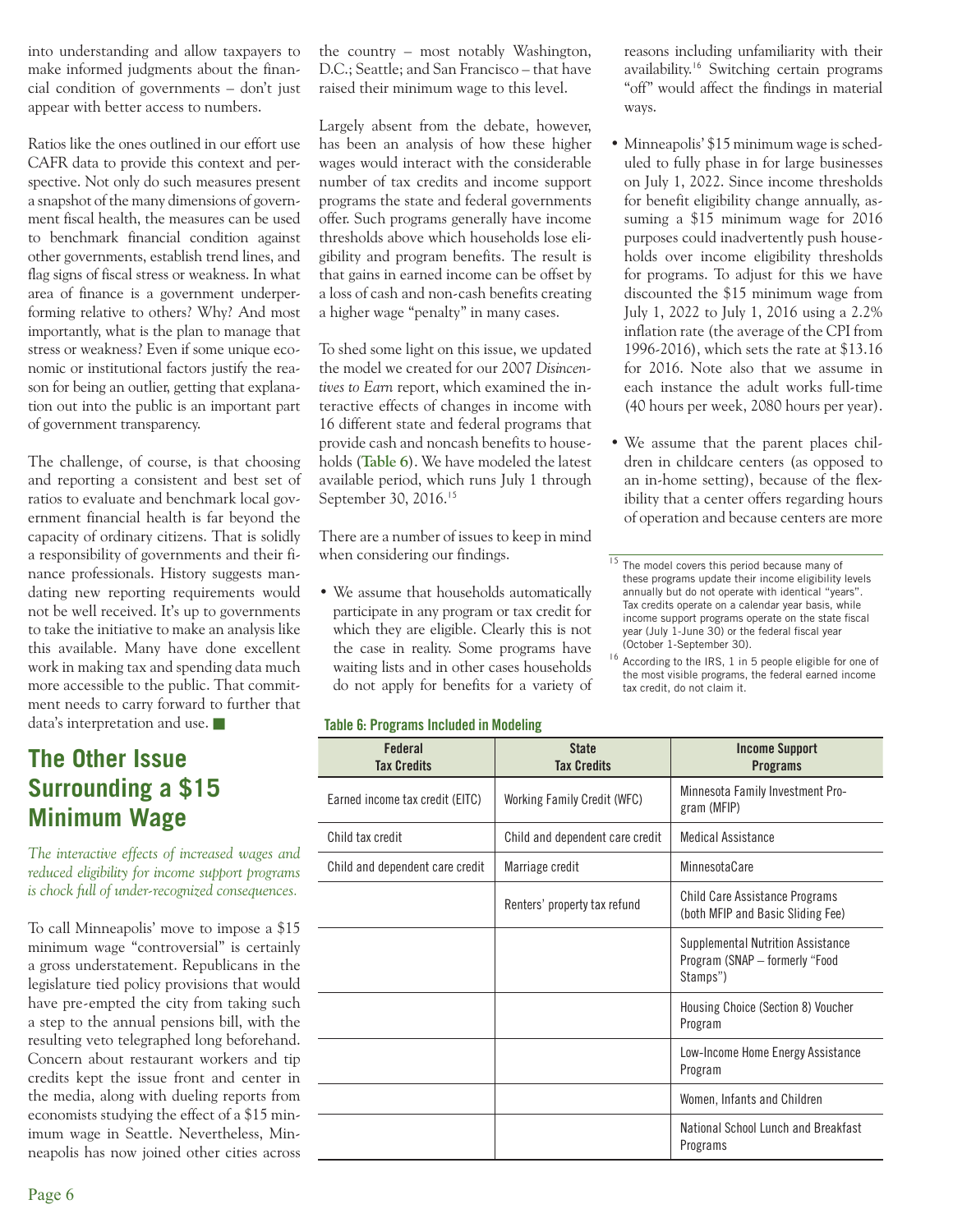into understanding and allow taxpayers to make informed judgments about the financial condition of governments – don't just appear with better access to numbers.

Ratios like the ones outlined in our effort use CAFR data to provide this context and perspective. Not only do such measures present a snapshot of the many dimensions of government fiscal health, the measures can be used to benchmark financial condition against other governments, establish trend lines, and flag signs of fiscal stress or weakness. In what area of finance is a government underperforming relative to others? Why? And most importantly, what is the plan to manage that stress or weakness? Even if some unique economic or institutional factors justify the reason for being an outlier, getting that explanation out into the public is an important part of government transparency.

The challenge, of course, is that choosing and reporting a consistent and best set of ratios to evaluate and benchmark local government financial health is far beyond the capacity of ordinary citizens. That is solidly a responsibility of governments and their finance professionals. History suggests mandating new reporting requirements would not be well received. It's up to governments to take the initiative to make an analysis like this available. Many have done excellent work in making tax and spending data much more accessible to the public. That commitment needs to carry forward to further that data's interpretation and use. ■

## The Other Issue Surrounding a $15 Minimum Wage

*The interactive effects of increased wages and reduced eligibility for income support programs is chock full of under-recognized consequences.*

To call Minneapolis' move to impose a $15 minimum wage "controversial" is certainly a gross understatement. Republicans in the legislature tied policy provisions that would have pre-empted the city from taking such a step to the annual pensions bill, with the resulting veto telegraphed long beforehand. Concern about restaurant workers and tip credits kept the issue front and center in the media, along with dueling reports from economists studying the effect of a $15 minimum wage in Seattle. Nevertheless, Minneapolis has now joined other cities across the country – most notably Washington, D.C.; Seattle; and San Francisco – that have raised their minimum wage to this level.

Largely absent from the debate, however, has been an analysis of how these higher wages would interact with the considerable number of tax credits and income support programs the state and federal governments offer. Such programs generally have income thresholds above which households lose eligibility and program benefits. The result is that gains in earned income can be offset by a loss of cash and non-cash benefits creating a higher wage "penalty" in many cases.

To shed some light on this issue, we updated the model we created for our 2007 *Disincentives to Earn* report, which examined the interactive effects of changes in income with 16 different state and federal programs that provide cash and noncash benefits to households (**Table 6**). We have modeled the latest available period, which runs July 1 through September 30, 2016.[15]

There are a number of issues to keep in mind when considering our findings.

- We assume that households automatically participate in any program or tax credit for which they are eligible. Clearly this is not the case in reality. Some programs have waiting lists and in other cases households do not apply for benefits for a variety of reasons including unfamiliarity with their availability.[16] Switching certain programs "off" would affect the findings in material ways.
- Minneapolis' $15 minimum wage is scheduled to fully phase in for large businesses on July 1, 2022. Since income thresholds for benefit eligibility change annually, assuming a $15 minimum wage for 2016 purposes could inadvertently push households over income eligibility thresholds for programs. To adjust for this we have discounted the $15 minimum wage from July 1, 2022 to July 1, 2016 using a 2.2% inflation rate (the average of the CPI from 1996-2016), which sets the rate at $13.16 for 2016. Note also that we assume in each instance the adult works full-time (40 hours per week, 2080 hours per year).
- We assume that the parent places children in childcare centers (as opposed to an in-home setting), because of the flexibility that a center offers regarding hours of operation and because centers are more

**Table 6: Programs Included in Modeling**

| Federal Tax Credits | State Tax Credits | Income Support Programs |
|---|---|---|
| Earned income tax credit (EITC) | Working Family Credit (WFC) | Minnesota Family Investment Program (MFIP) |
| Child tax credit | Child and dependent care credit | Medical Assistance |
| Child and dependent care credit | Marriage credit | MinnesotaCare |
| | Renters' property tax refund | Child Care Assistance Programs (both MFIP and Basic Sliding Fee) |
| | | Supplemental Nutrition Assistance Program (SNAP – formerly "Food Stamps") |
| | | Housing Choice (Section 8) Voucher Program |
| | | Low-Income Home Energy Assistance Program |
| | | Women, Infants and Children |
| | | National School Lunch and Breakfast Programs |

[15] The model covers this period because many of these programs update their income eligibility levels annually but do not operate with identical "years". Tax credits operate on a calendar year basis, while income support programs operate on the state fiscal year (July 1-June 30) or the federal fiscal year (October 1-September 30).

[16] According to the IRS, 1 in 5 people eligible for one of the most visible programs, the federal earned income tax credit, do not claim it.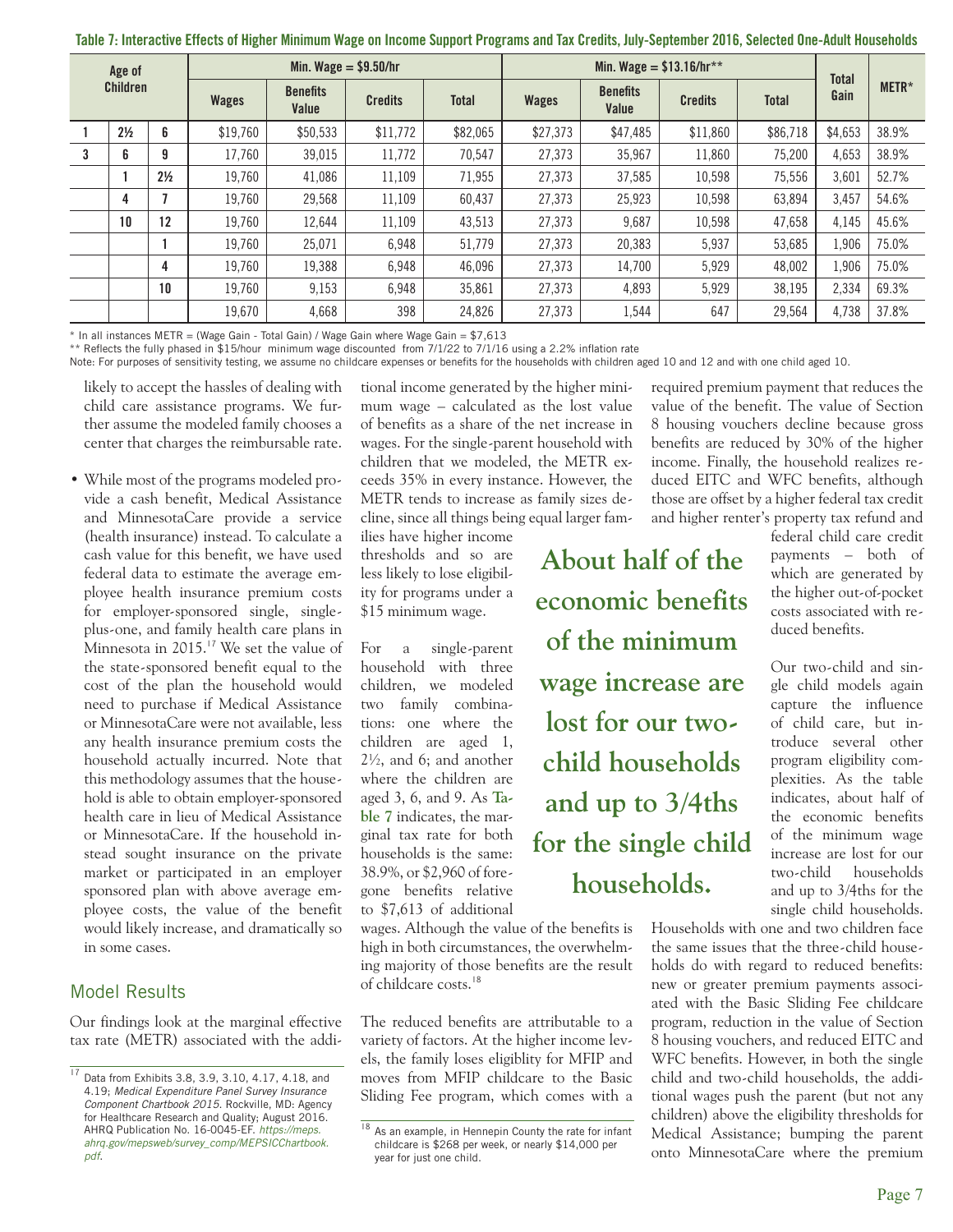**Table 7: Interactive Effects of Higher Minimum Wage on Income Support Programs and Tax Credits, July-September 2016, Selected One-Adult Households**

| Age of Children | | | Min. Wage = $9.50/hr | | | | Min. Wage = $13.16/hr** | | | | Total Gain | METR* |
|---|---|---|---|---|---|---|---|---|---|---|---|---|
| | | | Wages | Benefits Value | Credits | Total | Wages | Benefits Value | Credits | Total | | |
| 1 | 2½ | 6 | $19,760 | $50,533 | $11,772 | $82,065 | $27,373 | $47,485 | $11,860 | $86,718 | $4,653 | 38.9% |
| 3 | 6 | 9 | 17,760 | 39,015 | 11,772 | 70,547 | 27,373 | 35,967 | 11,860 | 75,200 | 4,653 | 38.9% |
| | 1 | 2½ | 19,760 | 41,086 | 11,109 | 71,955 | 27,373 | 37,585 | 10,598 | 75,556 | 3,601 | 52.7% |
| | 4 | 7 | 19,760 | 29,568 | 11,109 | 60,437 | 27,373 | 25,923 | 10,598 | 63,894 | 3,457 | 54.6% |
| | 10 | 12 | 19,760 | 12,644 | 11,109 | 43,513 | 27,373 | 9,687 | 10,598 | 47,658 | 4,145 | 45.6% |
| | | 1 | 19,760 | 25,071 | 6,948 | 51,779 | 27,373 | 20,383 | 5,937 | 53,685 | 1,906 | 75.0% |
| | | 4 | 19,760 | 19,388 | 6,948 | 46,096 | 27,373 | 14,700 | 5,929 | 48,002 | 1,906 | 75.0% |
| | | 10 | 19,760 | 9,153 | 6,948 | 35,861 | 27,373 | 4,893 | 5,929 | 38,195 | 2,334 | 69.3% |
| | | | 19,670 | 4,668 | 398 | 24,826 | 27,373 | 1,544 | 647 | 29,564 | 4,738 | 37.8% |

\* In all instances METR = (Wage Gain - Total Gain) / Wage Gain where Wage Gain = $7,613

** Reflects the fully phased in $15/hour minimum wage discounted from 7/1/22 to 7/1/16 using a 2.2% inflation rate

Note: For purposes of sensitivity testing, we assume no childcare expenses or benefits for the households with children aged 10 and 12 and with one child aged 10.

likely to accept the hassles of dealing with child care assistance programs. We further assume the modeled family chooses a center that charges the reimbursable rate.

- While most of the programs modeled provide a cash benefit, Medical Assistance and MinnesotaCare provide a service (health insurance) instead. To calculate a cash value for this benefit, we have used federal data to estimate the average employee health insurance premium costs for employer-sponsored single, single-plus-one, and family health care plans in Minnesota in 2015.[17] We set the value of the state-sponsored benefit equal to the cost of the plan the household would need to purchase if Medical Assistance or MinnesotaCare were not available, less any health insurance premium costs the household actually incurred. Note that this methodology assumes that the household is able to obtain employer-sponsored health care in lieu of Medical Assistance or MinnesotaCare. If the household instead sought insurance on the private market or participated in an employer sponsored plan with above average employee costs, the value of the benefit would likely increase, and dramatically so in some cases.

## Model Results

Our findings look at the marginal effective tax rate (METR) associated with the additional income generated by the higher minimum wage – calculated as the lost value of benefits as a share of the net increase in wages. For the single-parent household with children that we modeled, the METR exceeds 35% in every instance. However, the METR tends to increase as family sizes decline, since all things being equal larger families have higher income thresholds and so are less likely to lose eligibility for programs under a $15 minimum wage.

For a single-parent household with three children, we modeled two family combinations: one where the children are aged 1, 2½, and 6; and another where the children are aged 3, 6, and 9. As **Table 7** indicates, the marginal tax rate for both households is the same: 38.9%, or $2,960 of foregone benefits relative to $7,613 of additional wages. Although the value of the benefits is high in both circumstances, the overwhelming majority of those benefits are the result of childcare costs.[18]

The reduced benefits are attributable to a variety of factors. At the higher income levels, the family loses eligiblity for MFIP and moves from MFIP childcare to the Basic Sliding Fee program, which comes with a required premium payment that reduces the value of the benefit. The value of Section 8 housing vouchers decline because gross benefits are reduced by 30% of the higher income. Finally, the household realizes reduced EITC and WFC benefits, although those are offset by a higher federal tax credit and higher renter's property tax refund and federal child care credit payments – both of which are generated by the higher out-of-pocket costs associated with reduced benefits.

**About half of the economic benefits of the minimum wage increase are lost for our two-child households and up to 3/4ths for the single child households.**

Our two-child and single child models again capture the influence of child care, but introduce several other program eligibility complexities. As the table indicates, about half of the economic benefits of the minimum wage increase are lost for our two-child households and up to 3/4ths for the single child households.

Households with one and two children face the same issues that the three-child households do with regard to reduced benefits: new or greater premium payments associated with the Basic Sliding Fee childcare program, reduction in the value of Section 8 housing vouchers, and reduced EITC and WFC benefits. However, in both the single child and two-child households, the additional wages push the parent (but not any children) above the eligibility thresholds for Medical Assistance; bumping the parent onto MinnesotaCare where the premium

[17] Data from Exhibits 3.8, 3.9, 3.10, 4.17, 4.18, and 4.19; *Medical Expenditure Panel Survey Insurance Component Chartbook 2015*. Rockville, MD: Agency for Healthcare Research and Quality; August 2016. AHRQ Publication No. 16-0045-EF. *https://meps.ahrq.gov/mepsweb/survey_comp/MEPSICChartbook.pdf*.

[18] As an example, in Hennepin County the rate for infant childcare is $268 per week, or nearly $14,000 per year for just one child.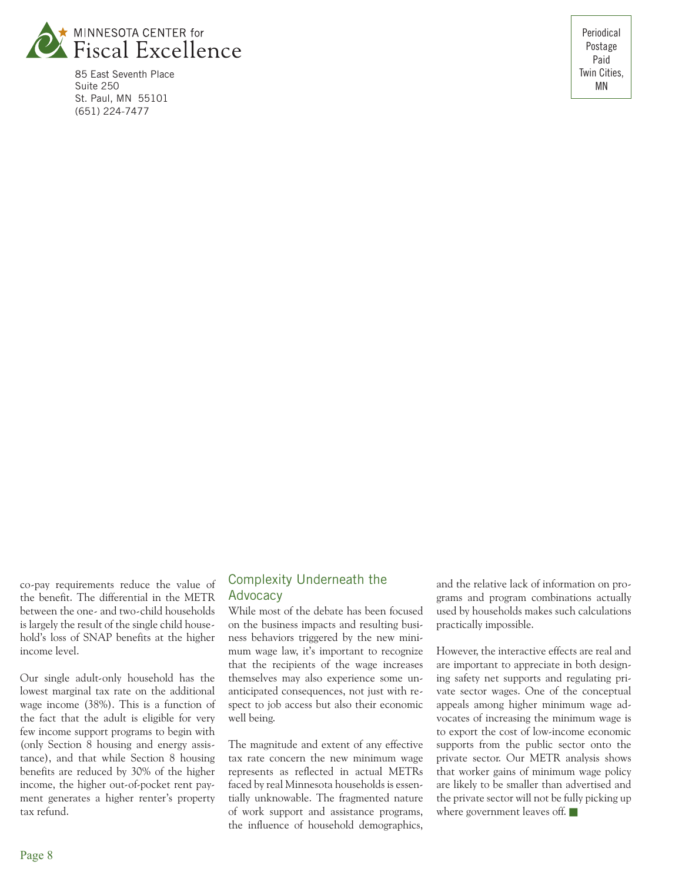Minnesota Center for Fiscal Excellence

85 East Seventh Place
Suite 250
St. Paul, MN 55101
(651) 224-7477

Periodical Postage Paid Twin Cities, MN

co-pay requirements reduce the value of the benefit. The differential in the METR between the one- and two-child households is largely the result of the single child household's loss of SNAP benefits at the higher income level.

Our single adult-only household has the lowest marginal tax rate on the additional wage income (38%). This is a function of the fact that the adult is eligible for very few income support programs to begin with (only Section 8 housing and energy assistance), and that while Section 8 housing benefits are reduced by 30% of the higher income, the higher out-of-pocket rent payment generates a higher renter's property tax refund.

## Complexity Underneath the Advocacy

While most of the debate has been focused on the business impacts and resulting business behaviors triggered by the new minimum wage law, it's important to recognize that the recipients of the wage increases themselves may also experience some unanticipated consequences, not just with respect to job access but also their economic well being.

The magnitude and extent of any effective tax rate concern the new minimum wage represents as reflected in actual METRs faced by real Minnesota households is essentially unknowable. The fragmented nature of work support and assistance programs, the influence of household demographics, and the relative lack of information on programs and program combinations actually used by households makes such calculations practically impossible.

However, the interactive effects are real and are important to appreciate in both designing safety net supports and regulating private sector wages. One of the conceptual appeals among higher minimum wage advocates of increasing the minimum wage is to export the cost of low-income economic supports from the public sector onto the private sector. Our METR analysis shows that worker gains of minimum wage policy are likely to be smaller than advertised and the private sector will not be fully picking up where government leaves off. ■